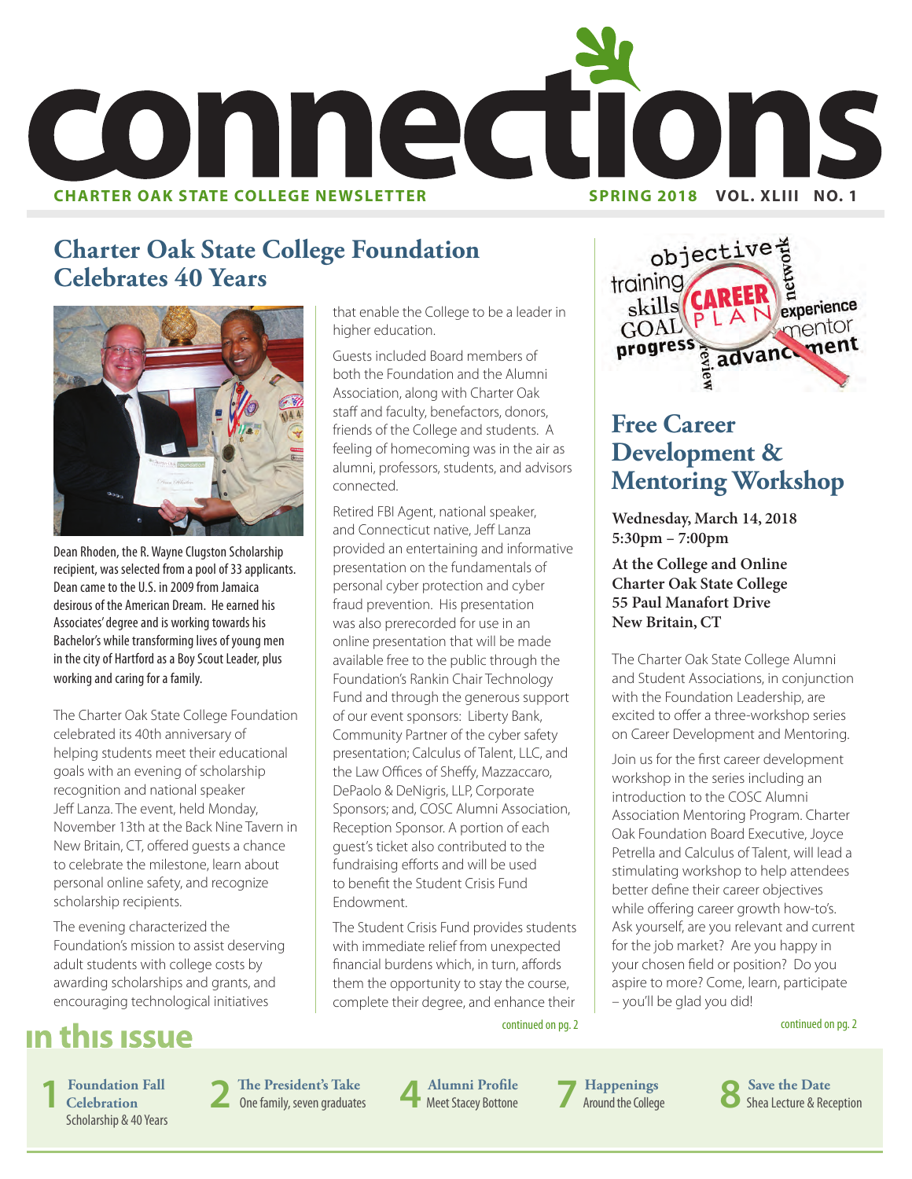# connections

**CHARTER OAK STATE COLLEGE NEWSLETTER** **SPRING 2018 VOL. XLIII NO. 1**

## Charter Oak State College Foundation Celebrates 40 Years

Dean Rhoden, the R. Wayne Clugston Scholarship recipient, was selected from a pool of 33 applicants. Dean came to the U.S. in 2009 from Jamaica desirous of the American Dream. He earned his Associates' degree and is working towards his Bachelor's while transforming lives of young men in the city of Hartford as a Boy Scout Leader, plus working and caring for a family.

The Charter Oak State College Foundation celebrated its 40th anniversary of helping students meet their educational goals with an evening of scholarship recognition and national speaker Jeff Lanza. The event, held Monday, November 13th at the Back Nine Tavern in New Britain, CT, offered guests a chance to celebrate the milestone, learn about personal online safety, and recognize scholarship recipients.

The evening characterized the Foundation's mission to assist deserving adult students with college costs by awarding scholarships and grants, and encouraging technological initiatives that enable the College to be a leader in higher education.

Guests included Board members of both the Foundation and the Alumni Association, along with Charter Oak staff and faculty, benefactors, donors, friends of the College and students. A feeling of homecoming was in the air as alumni, professors, students, and advisors connected.

Retired FBI Agent, national speaker, and Connecticut native, Jeff Lanza provided an entertaining and informative presentation on the fundamentals of personal cyber protection and cyber fraud prevention. His presentation was also prerecorded for use in an online presentation that will be made available free to the public through the Foundation's Rankin Chair Technology Fund and through the generous support of our event sponsors: Liberty Bank, Community Partner of the cyber safety presentation; Calculus of Talent, LLC, and the Law Offices of Sheffy, Mazzaccaro, DePaolo & DeNigris, LLP, Corporate Sponsors; and, COSC Alumni Association, Reception Sponsor. A portion of each guest's ticket also contributed to the fundraising efforts and will be used to benefit the Student Crisis Fund Endowment.

The Student Crisis Fund provides students with immediate relief from unexpected financial burdens which, in turn, affords them the opportunity to stay the course, complete their degree, and enhance their

continued on pg. 2

## Free Career Development & Mentoring Workshop

**Wednesday, March 14, 2018**
**5:30pm – 7:00pm**

**At the College and Online**
**Charter Oak State College**
**55 Paul Manafort Drive**
**New Britain, CT**

The Charter Oak State College Alumni and Student Associations, in conjunction with the Foundation Leadership, are excited to offer a three-workshop series on Career Development and Mentoring.

Join us for the first career development workshop in the series including an introduction to the COSC Alumni Association Mentoring Program. Charter Oak Foundation Board Executive, Joyce Petrella and Calculus of Talent, will lead a stimulating workshop to help attendees better define their career objectives while offering career growth how-to's. Ask yourself, are you relevant and current for the job market? Are you happy in your chosen field or position? Do you aspire to more? Come, learn, participate – you'll be glad you did!

continued on pg. 2

## in this issue

- **1** **Foundation Fall Celebration** Scholarship & 40 Years
- **2** **The President's Take** One family, seven graduates
- **4** **Alumni Profile** Meet Stacey Bottone
- **7** **Happenings** Around the College
- **8** **Save the Date** Shea Lecture & Reception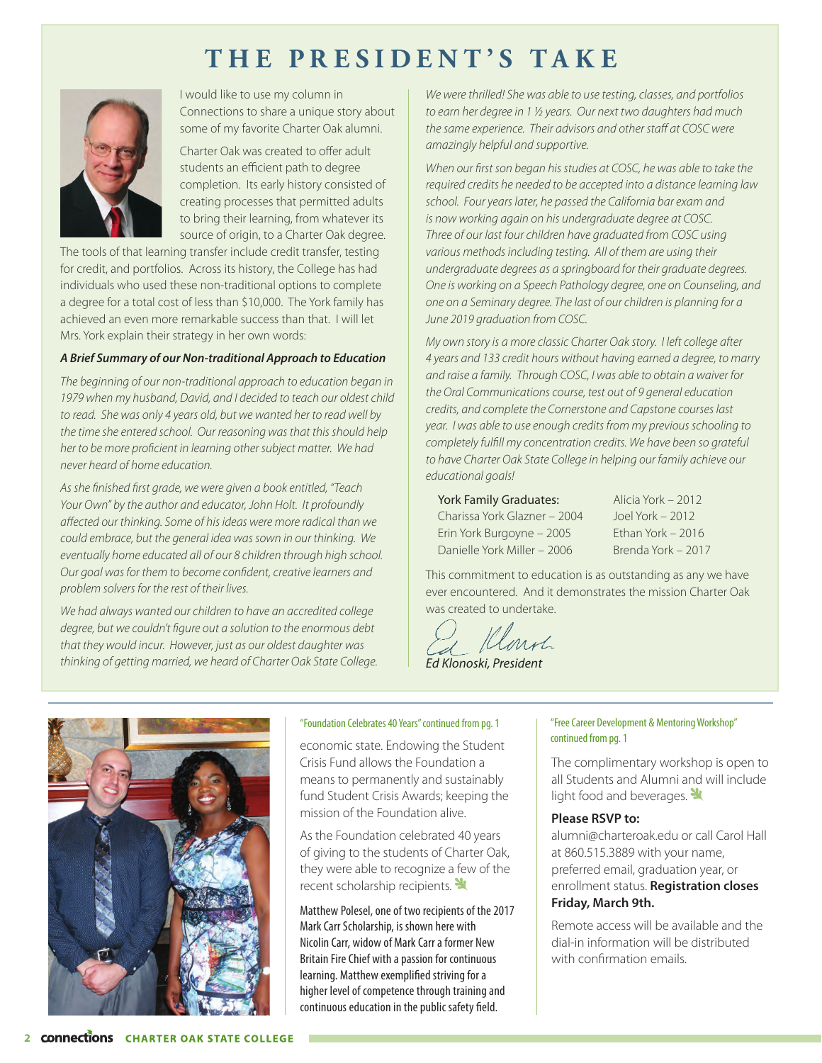# THE PRESIDENT'S TAKE

I would like to use my column in Connections to share a unique story about some of my favorite Charter Oak alumni.

Charter Oak was created to offer adult students an efficient path to degree completion. Its early history consisted of creating processes that permitted adults to bring their learning, from whatever its source of origin, to a Charter Oak degree. The tools of that learning transfer include credit transfer, testing for credit, and portfolios. Across its history, the College has had individuals who used these non-traditional options to complete a degree for a total cost of less than $10,000. The York family has achieved an even more remarkable success than that. I will let Mrs. York explain their strategy in her own words:

***A Brief Summary of our Non-traditional Approach to Education***

*The beginning of our non-traditional approach to education began in 1979 when my husband, David, and I decided to teach our oldest child to read. She was only 4 years old, but we wanted her to read well by the time she entered school. Our reasoning was that this should help her to be more proficient in learning other subject matter. We had never heard of home education.*

*As she finished first grade, we were given a book entitled, "Teach Your Own" by the author and educator, John Holt. It profoundly affected our thinking. Some of his ideas were more radical than we could embrace, but the general idea was sown in our thinking. We eventually home educated all of our 8 children through high school. Our goal was for them to become confident, creative learners and problem solvers for the rest of their lives.*

*We had always wanted our children to have an accredited college degree, but we couldn't figure out a solution to the enormous debt that they would incur. However, just as our oldest daughter was thinking of getting married, we heard of Charter Oak State College. We were thrilled! She was able to use testing, classes, and portfolios to earn her degree in 1 ½ years. Our next two daughters had much the same experience. Their advisors and other staff at COSC were amazingly helpful and supportive.*

*When our first son began his studies at COSC, he was able to take the required credits he needed to be accepted into a distance learning law school. Four years later, he passed the California bar exam and is now working again on his undergraduate degree at COSC. Three of our last four children have graduated from COSC using various methods including testing. All of them are using their undergraduate degrees as a springboard for their graduate degrees. One is working on a Speech Pathology degree, one on Counseling, and one on a Seminary degree. The last of our children is planning for a June 2019 graduation from COSC.*

*My own story is a more classic Charter Oak story. I left college after 4 years and 133 credit hours without having earned a degree, to marry and raise a family. Through COSC, I was able to obtain a waiver for the Oral Communications course, test out of 9 general education credits, and complete the Cornerstone and Capstone courses last year. I was able to use enough credits from my previous schooling to completely fulfill my concentration credits. We have been so grateful to have Charter Oak State College in helping our family achieve our educational goals!*

York Family Graduates:
Charissa York Glazner – 2004
Erin York Burgoyne – 2005
Danielle York Miller – 2006
Alicia York – 2012
Joel York – 2012
Ethan York – 2016
Brenda York – 2017

This commitment to education is as outstanding as any we have ever encountered. And it demonstrates the mission Charter Oak was created to undertake.

*Ed Klonoski, President*

---

"Foundation Celebrates 40 Years" continued from pg. 1

economic state. Endowing the Student Crisis Fund allows the Foundation a means to permanently and sustainably fund Student Crisis Awards; keeping the mission of the Foundation alive.

As the Foundation celebrated 40 years of giving to the students of Charter Oak, they were able to recognize a few of the recent scholarship recipients.

Matthew Polesel, one of two recipients of the 2017 Mark Carr Scholarship, is shown here with Nicolin Carr, widow of Mark Carr a former New Britain Fire Chief with a passion for continuous learning. Matthew exemplified striving for a higher level of competence through training and continuous education in the public safety field.

"Free Career Development & Mentoring Workshop" continued from pg. 1

The complimentary workshop is open to all Students and Alumni and will include light food and beverages.

**Please RSVP to:**

alumni@charteroak.edu or call Carol Hall at 860.515.3889 with your name, preferred email, graduation year, or enrollment status. **Registration closes Friday, March 9th.**

Remote access will be available and the dial-in information will be distributed with confirmation emails.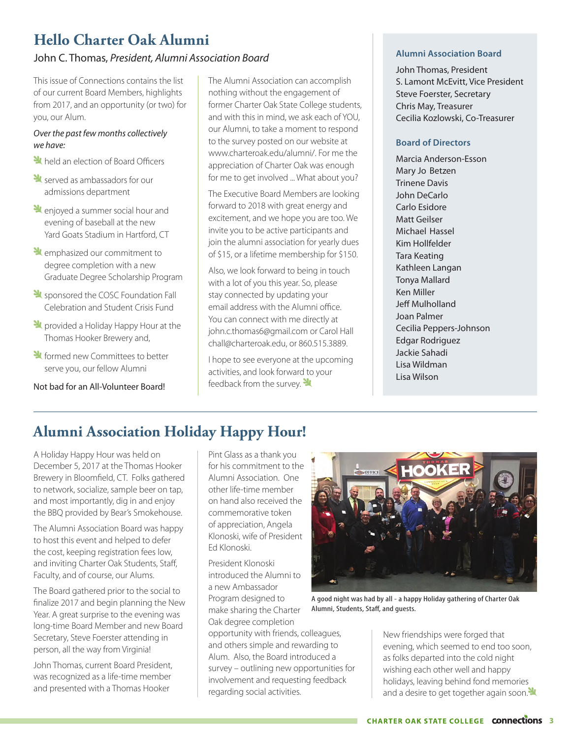# Hello Charter Oak Alumni

John C. Thomas, *President, Alumni Association Board*

This issue of Connections contains the list of our current Board Members, highlights from 2017, and an opportunity (or two) for you, our Alum.

*Over the past few months collectively we have:*

- held an election of Board Officers
- served as ambassadors for our admissions department
- enjoyed a summer social hour and evening of baseball at the new Yard Goats Stadium in Hartford, CT
- emphasized our commitment to degree completion with a new Graduate Degree Scholarship Program
- sponsored the COSC Foundation Fall Celebration and Student Crisis Fund
- provided a Holiday Happy Hour at the Thomas Hooker Brewery and,
- formed new Committees to better serve you, our fellow Alumni

Not bad for an All-Volunteer Board!

The Alumni Association can accomplish nothing without the engagement of former Charter Oak State College students, and with this in mind, we ask each of YOU, our Alumni, to take a moment to respond to the survey posted on our website at www.charteroak.edu/alumni/. For me the appreciation of Charter Oak was enough for me to get involved ... What about you?

The Executive Board Members are looking forward to 2018 with great energy and excitement, and we hope you are too. We invite you to be active participants and join the alumni association for yearly dues of $15, or a lifetime membership for $150.

Also, we look forward to being in touch with a lot of you this year. So, please stay connected by updating your email address with the Alumni office. You can connect with me directly at john.c.thomas6@gmail.com or Carol Hall chall@charteroak.edu, or 860.515.3889.

I hope to see everyone at the upcoming activities, and look forward to your feedback from the survey.

### Alumni Association Board

John Thomas, President
S. Lamont McEvitt, Vice President
Steve Foerster, Secretary
Chris May, Treasurer
Cecilia Kozlowski, Co-Treasurer

### Board of Directors

Marcia Anderson-Esson
Mary Jo Betzen
Trinene Davis
John DeCarlo
Carlo Esidore
Matt Geilser
Michael Hassel
Kim Hollfelder
Tara Keating
Kathleen Langan
Tonya Mallard
Ken Miller
Jeff Mulholland
Joan Palmer
Cecilia Peppers-Johnson
Edgar Rodriguez
Jackie Sahadi
Lisa Wildman
Lisa Wilson

# Alumni Association Holiday Happy Hour!

A Holiday Happy Hour was held on December 5, 2017 at the Thomas Hooker Brewery in Bloomfield, CT. Folks gathered to network, socialize, sample beer on tap, and most importantly, dig in and enjoy the BBQ provided by Bear's Smokehouse.

The Alumni Association Board was happy to host this event and helped to defer the cost, keeping registration fees low, and inviting Charter Oak Students, Staff, Faculty, and of course, our Alums.

The Board gathered prior to the social to finalize 2017 and begin planning the New Year. A great surprise to the evening was long-time Board Member and new Board Secretary, Steve Foerster attending in person, all the way from Virginia!

John Thomas, current Board President, was recognized as a life-time member and presented with a Thomas Hooker Pint Glass as a thank you for his commitment to the Alumni Association. One other life-time member on hand also received the commemorative token of appreciation, Angela Klonoski, wife of President Ed Klonoski.

President Klonoski introduced the Alumni to a new Ambassador Program designed to make sharing the Charter Oak degree completion opportunity with friends, colleagues, and others simple and rewarding to Alum. Also, the Board introduced a survey – outlining new opportunities for involvement and requesting feedback regarding social activities.

A good night was had by all - a happy Holiday gathering of Charter Oak Alumni, Students, Staff, and guests.

New friendships were forged that evening, which seemed to end too soon, as folks departed into the cold night wishing each other well and happy holidays, leaving behind fond memories and a desire to get together again soon.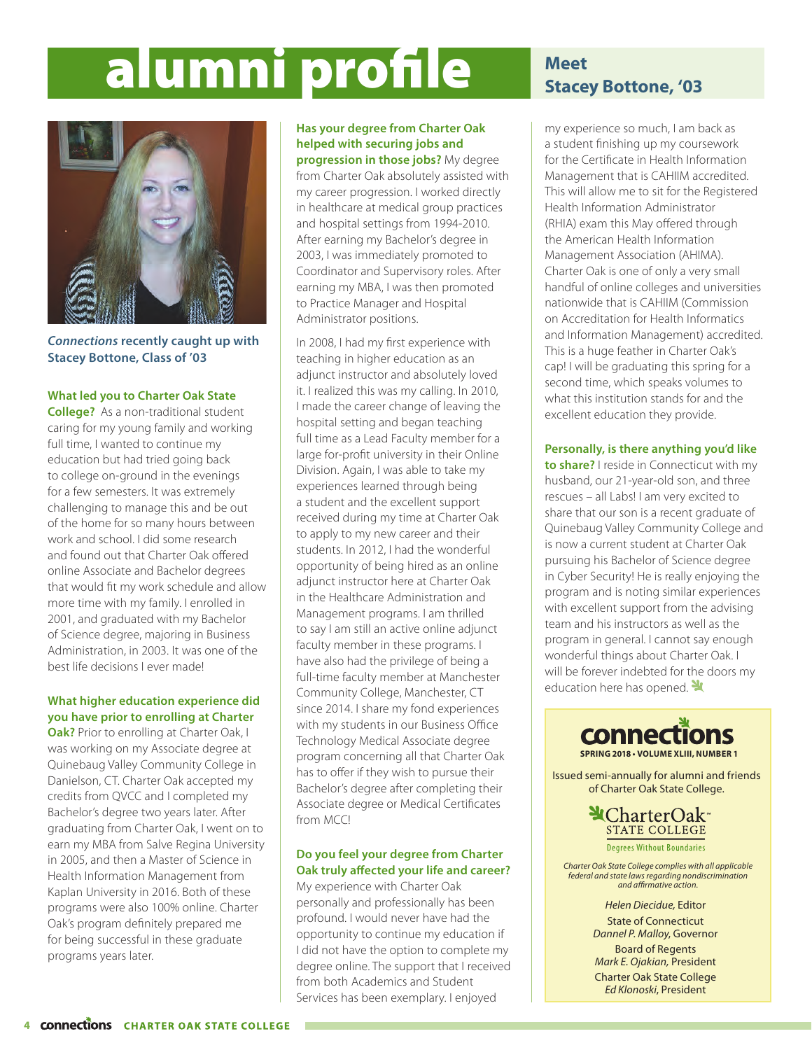# alumni profile

## Meet Stacey Bottone, '03

***Connections* recently caught up with Stacey Bottone, Class of '03**

**What led you to Charter Oak State College?** As a non-traditional student caring for my young family and working full time, I wanted to continue my education but had tried going back to college on-ground in the evenings for a few semesters. It was extremely challenging to manage this and be out of the home for so many hours between work and school. I did some research and found out that Charter Oak offered online Associate and Bachelor degrees that would fit my work schedule and allow more time with my family. I enrolled in 2001, and graduated with my Bachelor of Science degree, majoring in Business Administration, in 2003. It was one of the best life decisions I ever made!

**What higher education experience did you have prior to enrolling at Charter Oak?** Prior to enrolling at Charter Oak, I was working on my Associate degree at Quinebaug Valley Community College in Danielson, CT. Charter Oak accepted my credits from QVCC and I completed my Bachelor's degree two years later. After graduating from Charter Oak, I went on to earn my MBA from Salve Regina University in 2005, and then a Master of Science in Health Information Management from Kaplan University in 2016. Both of these programs were also 100% online. Charter Oak's program definitely prepared me for being successful in these graduate programs years later.

**Has your degree from Charter Oak helped with securing jobs and progression in those jobs?** My degree from Charter Oak absolutely assisted with my career progression. I worked directly in healthcare at medical group practices and hospital settings from 1994-2010. After earning my Bachelor's degree in 2003, I was immediately promoted to Coordinator and Supervisory roles. After earning my MBA, I was then promoted to Practice Manager and Hospital Administrator positions.

In 2008, I had my first experience with teaching in higher education as an adjunct instructor and absolutely loved it. I realized this was my calling. In 2010, I made the career change of leaving the hospital setting and began teaching full time as a Lead Faculty member for a large for-profit university in their Online Division. Again, I was able to take my experiences learned through being a student and the excellent support received during my time at Charter Oak to apply to my new career and their students. In 2012, I had the wonderful opportunity of being hired as an online adjunct instructor here at Charter Oak in the Healthcare Administration and Management programs. I am thrilled to say I am still an active online adjunct faculty member in these programs. I have also had the privilege of being a full-time faculty member at Manchester Community College, Manchester, CT since 2014. I share my fond experiences with my students in our Business Office Technology Medical Associate degree program concerning all that Charter Oak has to offer if they wish to pursue their Bachelor's degree after completing their Associate degree or Medical Certificates from MCC!

**Do you feel your degree from Charter Oak truly affected your life and career?** My experience with Charter Oak personally and professionally has been profound. I would never have had the opportunity to continue my education if I did not have the option to complete my degree online. The support that I received from both Academics and Student Services has been exemplary. I enjoyed my experience so much, I am back as a student finishing up my coursework for the Certificate in Health Information Management that is CAHIIM accredited. This will allow me to sit for the Registered Health Information Administrator (RHIA) exam this May offered through the American Health Information Management Association (AHIMA). Charter Oak is one of only a very small handful of online colleges and universities nationwide that is CAHIIM (Commission on Accreditation for Health Informatics and Information Management) accredited. This is a huge feather in Charter Oak's cap! I will be graduating this spring for a second time, which speaks volumes to what this institution stands for and the excellent education they provide.

**Personally, is there anything you'd like to share?** I reside in Connecticut with my husband, our 21-year-old son, and three rescues – all Labs! I am very excited to share that our son is a recent graduate of Quinebaug Valley Community College and is now a current student at Charter Oak pursuing his Bachelor of Science degree in Cyber Security! He is really enjoying the program and is noting similar experiences with excellent support from the advising team and his instructors as well as the program in general. I cannot say enough wonderful things about Charter Oak. I will be forever indebted for the doors my education here has opened.

---

**connections**
**SPRING 2018 • VOLUME XLIII, NUMBER 1**

Issued semi-annually for alumni and friends of Charter Oak State College.

CharterOak STATE COLLEGE
Degrees Without Boundaries

*Charter Oak State College complies with all applicable federal and state laws regarding nondiscrimination and affirmative action.*

*Helen Diecidue,* Editor

State of Connecticut
*Dannel P. Malloy,* Governor

Board of Regents
*Mark E. Ojakian,* President

Charter Oak State College
*Ed Klonoski*, President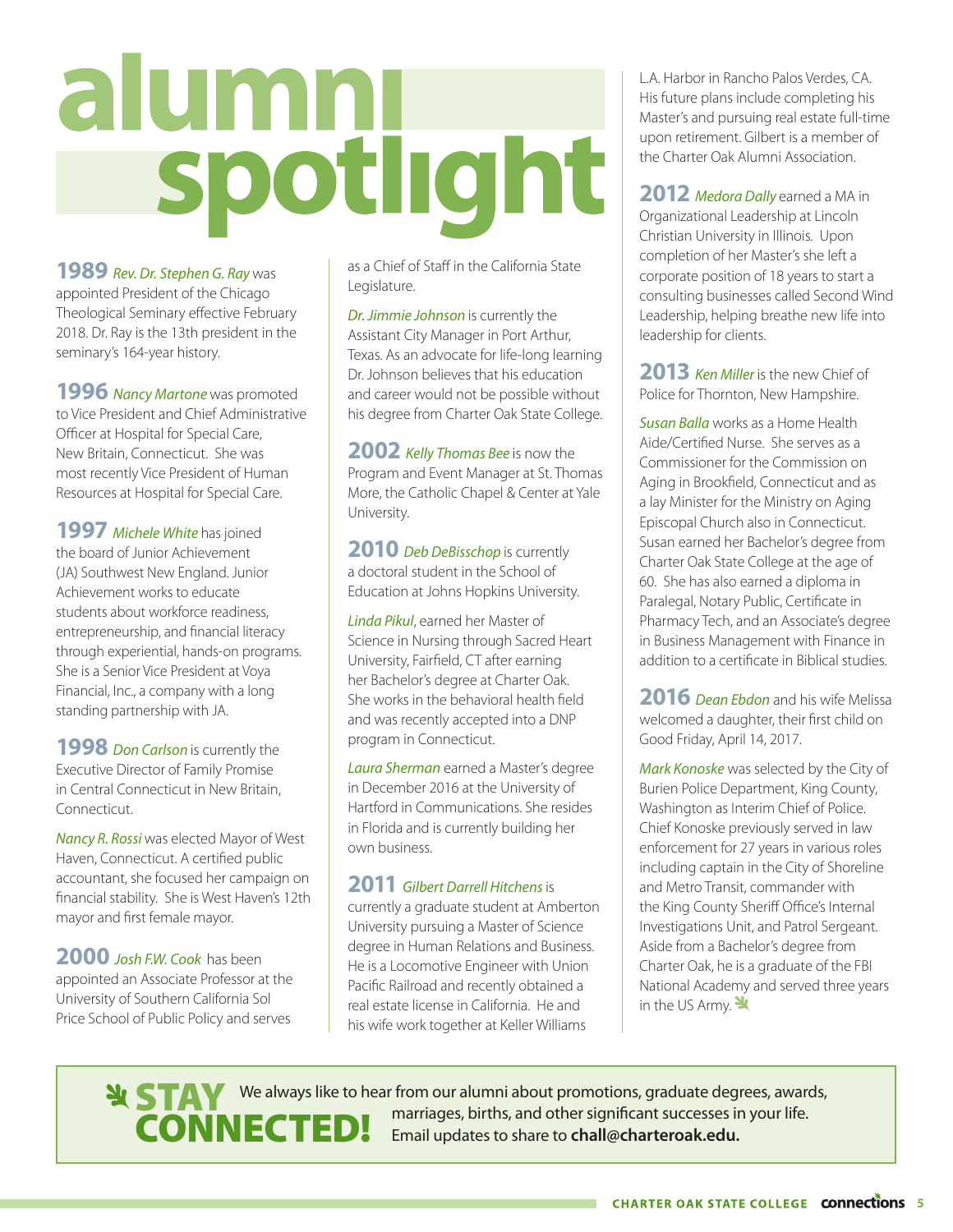# alumni spotlight

**1989** *Rev. Dr. Stephen G. Ray* was appointed President of the Chicago Theological Seminary effective February 2018. Dr. Ray is the 13th president in the seminary's 164-year history.

**1996** *Nancy Martone* was promoted to Vice President and Chief Administrative Officer at Hospital for Special Care, New Britain, Connecticut. She was most recently Vice President of Human Resources at Hospital for Special Care.

**1997** *Michele White* has joined the board of Junior Achievement (JA) Southwest New England. Junior Achievement works to educate students about workforce readiness, entrepreneurship, and financial literacy through experiential, hands-on programs. She is a Senior Vice President at Voya Financial, Inc., a company with a long standing partnership with JA.

**1998** *Don Carlson* is currently the Executive Director of Family Promise in Central Connecticut in New Britain, Connecticut.

*Nancy R. Rossi* was elected Mayor of West Haven, Connecticut. A certified public accountant, she focused her campaign on financial stability. She is West Haven's 12th mayor and first female mayor.

**2000** *Josh F.W. Cook* has been appointed an Associate Professor at the University of Southern California Sol Price School of Public Policy and serves as a Chief of Staff in the California State Legislature.

*Dr. Jimmie Johnson* is currently the Assistant City Manager in Port Arthur, Texas. As an advocate for life-long learning Dr. Johnson believes that his education and career would not be possible without his degree from Charter Oak State College.

**2002** *Kelly Thomas Bee* is now the Program and Event Manager at St. Thomas More, the Catholic Chapel & Center at Yale University.

**2010** *Deb DeBisschop* is currently a doctoral student in the School of Education at Johns Hopkins University.

*Linda Pikul*, earned her Master of Science in Nursing through Sacred Heart University, Fairfield, CT after earning her Bachelor's degree at Charter Oak. She works in the behavioral health field and was recently accepted into a DNP program in Connecticut.

*Laura Sherman* earned a Master's degree in December 2016 at the University of Hartford in Communications. She resides in Florida and is currently building her own business.

**2011** *Gilbert Darrell Hitchens* is currently a graduate student at Amberton University pursuing a Master of Science degree in Human Relations and Business. He is a Locomotive Engineer with Union Pacific Railroad and recently obtained a real estate license in California. He and his wife work together at Keller Williams L.A. Harbor in Rancho Palos Verdes, CA. His future plans include completing his Master's and pursuing real estate full-time upon retirement. Gilbert is a member of the Charter Oak Alumni Association.

**2012** *Medora Dally* earned a MA in Organizational Leadership at Lincoln Christian University in Illinois. Upon completion of her Master's she left a corporate position of 18 years to start a consulting businesses called Second Wind Leadership, helping breathe new life into leadership for clients.

**2013** *Ken Miller* is the new Chief of Police for Thornton, New Hampshire.

*Susan Balla* works as a Home Health Aide/Certified Nurse. She serves as a Commissioner for the Commission on Aging in Brookfield, Connecticut and as a lay Minister for the Ministry on Aging Episcopal Church also in Connecticut. Susan earned her Bachelor's degree from Charter Oak State College at the age of 60. She has also earned a diploma in Paralegal, Notary Public, Certificate in Pharmacy Tech, and an Associate's degree in Business Management with Finance in addition to a certificate in Biblical studies.

**2016** *Dean Ebdon* and his wife Melissa welcomed a daughter, their first child on Good Friday, April 14, 2017.

*Mark Konoske* was selected by the City of Burien Police Department, King County, Washington as Interim Chief of Police. Chief Konoske previously served in law enforcement for 27 years in various roles including captain in the City of Shoreline and Metro Transit, commander with the King County Sheriff Office's Internal Investigations Unit, and Patrol Sergeant. Aside from a Bachelor's degree from Charter Oak, he is a graduate of the FBI National Academy and served three years in the US Army.

**STAY CONNECTED!** We always like to hear from our alumni about promotions, graduate degrees, awards, marriages, births, and other significant successes in your life. Email updates to share to **chall@charteroak.edu.**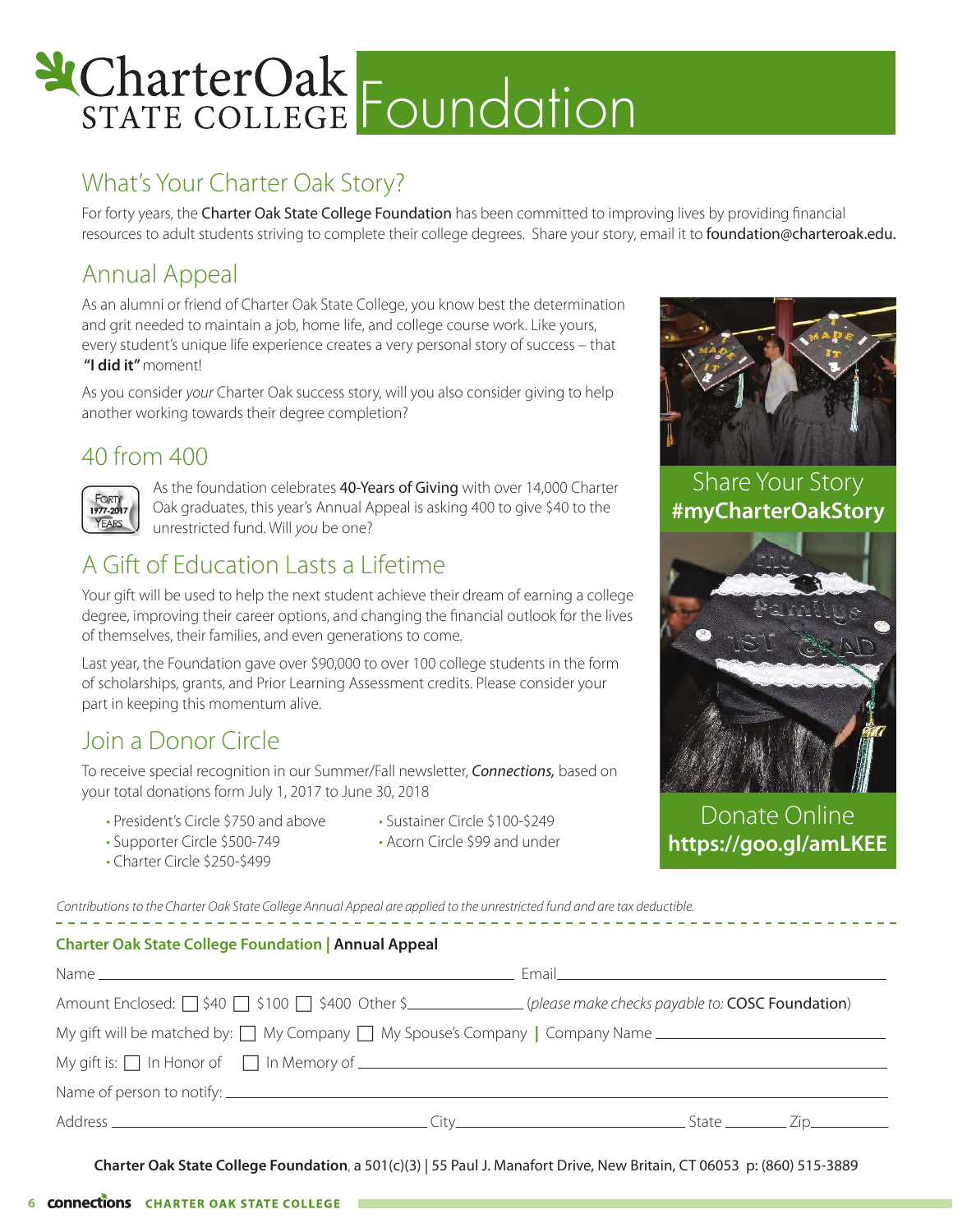# Charter Oak State College Foundation

## What's Your Charter Oak Story?

For forty years, the **Charter Oak State College Foundation** has been committed to improving lives by providing financial resources to adult students striving to complete their college degrees. Share your story, email it to **foundation@charteroak.edu.**

## Annual Appeal

As an alumni or friend of Charter Oak State College, you know best the determination and grit needed to maintain a job, home life, and college course work. Like yours, every student's unique life experience creates a very personal story of success – that **"I did it"** moment!

As you consider *your* Charter Oak success story, will you also consider giving to help another working towards their degree completion?

## 40 from 400

As the foundation celebrates **40-Years of Giving** with over 14,000 Charter Oak graduates, this year's Annual Appeal is asking 400 to give $40 to the unrestricted fund. Will *you* be one?

## A Gift of Education Lasts a Lifetime

Your gift will be used to help the next student achieve their dream of earning a college degree, improving their career options, and changing the financial outlook for the lives of themselves, their families, and even generations to come.

Last year, the Foundation gave over $90,000 to over 100 college students in the form of scholarships, grants, and Prior Learning Assessment credits. Please consider your part in keeping this momentum alive.

## Join a Donor Circle

To receive special recognition in our Summer/Fall newsletter, ***Connections,*** based on your total donations form July 1, 2017 to June 30, 2018

- President's Circle $750 and above
- Supporter Circle $500-749
- Charter Circle $250-$499
- Sustainer Circle $100-$249
- Acorn Circle $99 and under

Share Your Story
**#myCharterOakStory**

Donate Online
**https://goo.gl/amLKEE**

*Contributions to the Charter Oak State College Annual Appeal are applied to the unrestricted fund and are tax deductible.*

**Charter Oak State College Foundation | Annual Appeal**

Name ____________________ Email ____________________

Amount Enclosed: ☐ $40 ☐ $100 ☐ $400 Other $__________ (*please make checks payable to:* **COSC Foundation**)

My gift will be matched by: ☐ My Company ☐ My Spouse's Company | Company Name ____________________

My gift is: ☐ In Honor of ☐ In Memory of ____________________

Name of person to notify: ____________________

Address ____________________ City ____________________ State ________ Zip ________

**Charter Oak State College Foundation**, a 501(c)(3) | 55 Paul J. Manafort Drive, New Britain, CT 06053 p: (860) 515-3889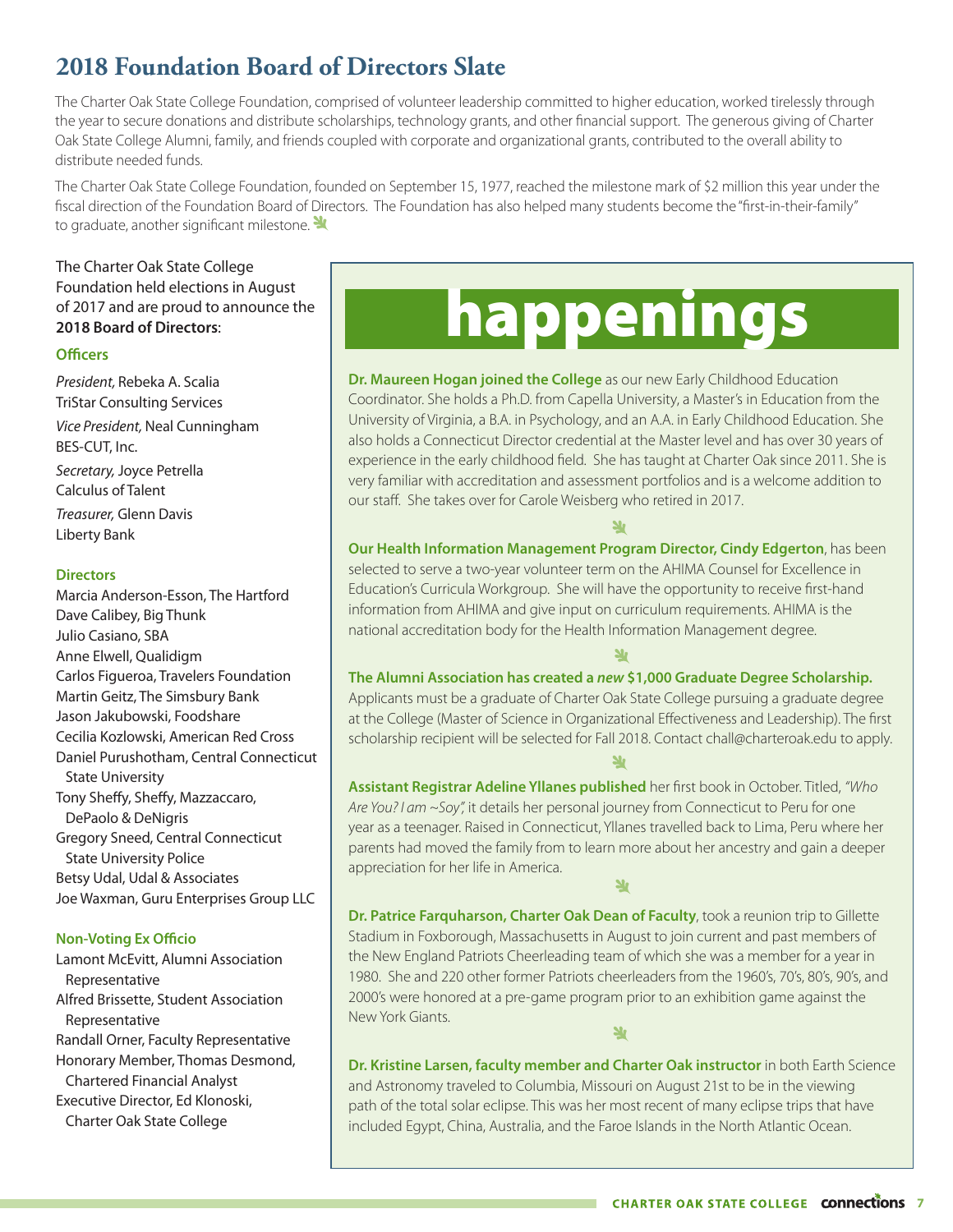# 2018 Foundation Board of Directors Slate

The Charter Oak State College Foundation, comprised of volunteer leadership committed to higher education, worked tirelessly through the year to secure donations and distribute scholarships, technology grants, and other financial support. The generous giving of Charter Oak State College Alumni, family, and friends coupled with corporate and organizational grants, contributed to the overall ability to distribute needed funds.

The Charter Oak State College Foundation, founded on September 15, 1977, reached the milestone mark of $2 million this year under the fiscal direction of the Foundation Board of Directors. The Foundation has also helped many students become the "first-in-their-family" to graduate, another significant milestone.

The Charter Oak State College Foundation held elections in August of 2017 and are proud to announce the **2018 Board of Directors**:

### Officers

*President,* Rebeka A. Scalia
TriStar Consulting Services

*Vice President,* Neal Cunningham
BES-CUT, Inc.

*Secretary,* Joyce Petrella
Calculus of Talent

*Treasurer,* Glenn Davis
Liberty Bank

### Directors

Marcia Anderson-Esson, The Hartford
Dave Calibey, Big Thunk
Julio Casiano, SBA
Anne Elwell, Qualidigm
Carlos Figueroa, Travelers Foundation
Martin Geitz, The Simsbury Bank
Jason Jakubowski, Foodshare
Cecilia Kozlowski, American Red Cross
Daniel Purushotham, Central Connecticut State University
Tony Sheffy, Sheffy, Mazzaccaro, DePaolo & DeNigris
Gregory Sneed, Central Connecticut State University Police
Betsy Udal, Udal & Associates
Joe Waxman, Guru Enterprises Group LLC

### Non-Voting Ex Officio

Lamont McEvitt, Alumni Association Representative
Alfred Brissette, Student Association Representative
Randall Orner, Faculty Representative
Honorary Member, Thomas Desmond, Chartered Financial Analyst
Executive Director, Ed Klonoski, Charter Oak State College

# happenings

**Dr. Maureen Hogan joined the College** as our new Early Childhood Education Coordinator. She holds a Ph.D. from Capella University, a Master's in Education from the University of Virginia, a B.A. in Psychology, and an A.A. in Early Childhood Education. She also holds a Connecticut Director credential at the Master level and has over 30 years of experience in the early childhood field. She has taught at Charter Oak since 2011. She is very familiar with accreditation and assessment portfolios and is a welcome addition to our staff. She takes over for Carole Weisberg who retired in 2017.

**Our Health Information Management Program Director, Cindy Edgerton**, has been selected to serve a two-year volunteer term on the AHIMA Counsel for Excellence in Education's Curricula Workgroup. She will have the opportunity to receive first-hand information from AHIMA and give input on curriculum requirements. AHIMA is the national accreditation body for the Health Information Management degree.

**The Alumni Association has created a *new* $1,000 Graduate Degree Scholarship.** Applicants must be a graduate of Charter Oak State College pursuing a graduate degree at the College (Master of Science in Organizational Effectiveness and Leadership). The first scholarship recipient will be selected for Fall 2018. Contact chall@charteroak.edu to apply.

**Assistant Registrar Adeline Yllanes published** her first book in October. Titled, *"Who Are You? I am ~Soy",* it details her personal journey from Connecticut to Peru for one year as a teenager. Raised in Connecticut, Yllanes travelled back to Lima, Peru where her parents had moved the family from to learn more about her ancestry and gain a deeper appreciation for her life in America.

**Dr. Patrice Farquharson, Charter Oak Dean of Faculty**, took a reunion trip to Gillette Stadium in Foxborough, Massachusetts in August to join current and past members of the New England Patriots Cheerleading team of which she was a member for a year in 1980. She and 220 other former Patriots cheerleaders from the 1960's, 70's, 80's, 90's, and 2000's were honored at a pre-game program prior to an exhibition game against the New York Giants.

**Dr. Kristine Larsen, faculty member and Charter Oak instructor** in both Earth Science and Astronomy traveled to Columbia, Missouri on August 21st to be in the viewing path of the total solar eclipse. This was her most recent of many eclipse trips that have included Egypt, China, Australia, and the Faroe Islands in the North Atlantic Ocean.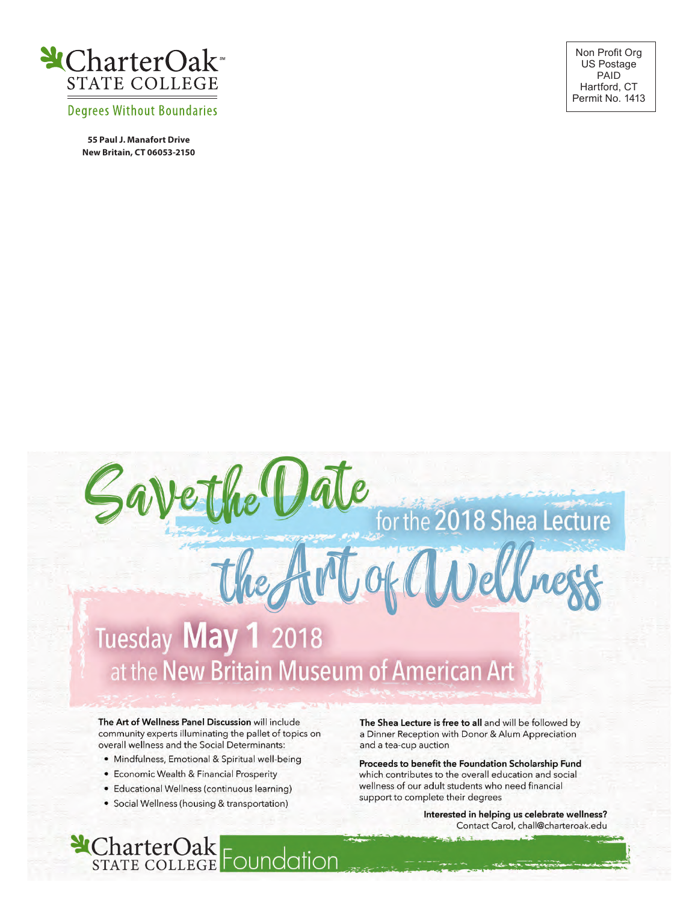CharterOak STATE COLLEGE

Degrees Without Boundaries

**55 Paul J. Manafort Drive**
**New Britain, CT 06053-2150**

Non Profit Org
US Postage
PAID
Hartford, CT
Permit No. 1413

# Save the Date for the 2018 Shea Lecture

# the Art of Wellness

## Tuesday May 1 2018
## at the New Britain Museum of American Art

**The Art of Wellness Panel Discussion** will include community experts illuminating the pallet of topics on overall wellness and the Social Determinants:

- Mindfulness, Emotional & Spiritual well-being
- Economic Wealth & Financial Prosperity
- Educational Wellness (continuous learning)
- Social Wellness (housing & transportation)

**The Shea Lecture is free to all** and will be followed by a Dinner Reception with Donor & Alum Appreciation and a tea-cup auction

**Proceeds to benefit the Foundation Scholarship Fund** which contributes to the overall education and social wellness of our adult students who need financial support to complete their degrees

**Interested in helping us celebrate wellness?**
Contact Carol, chall@charteroak.edu

CharterOak STATE COLLEGE Foundation